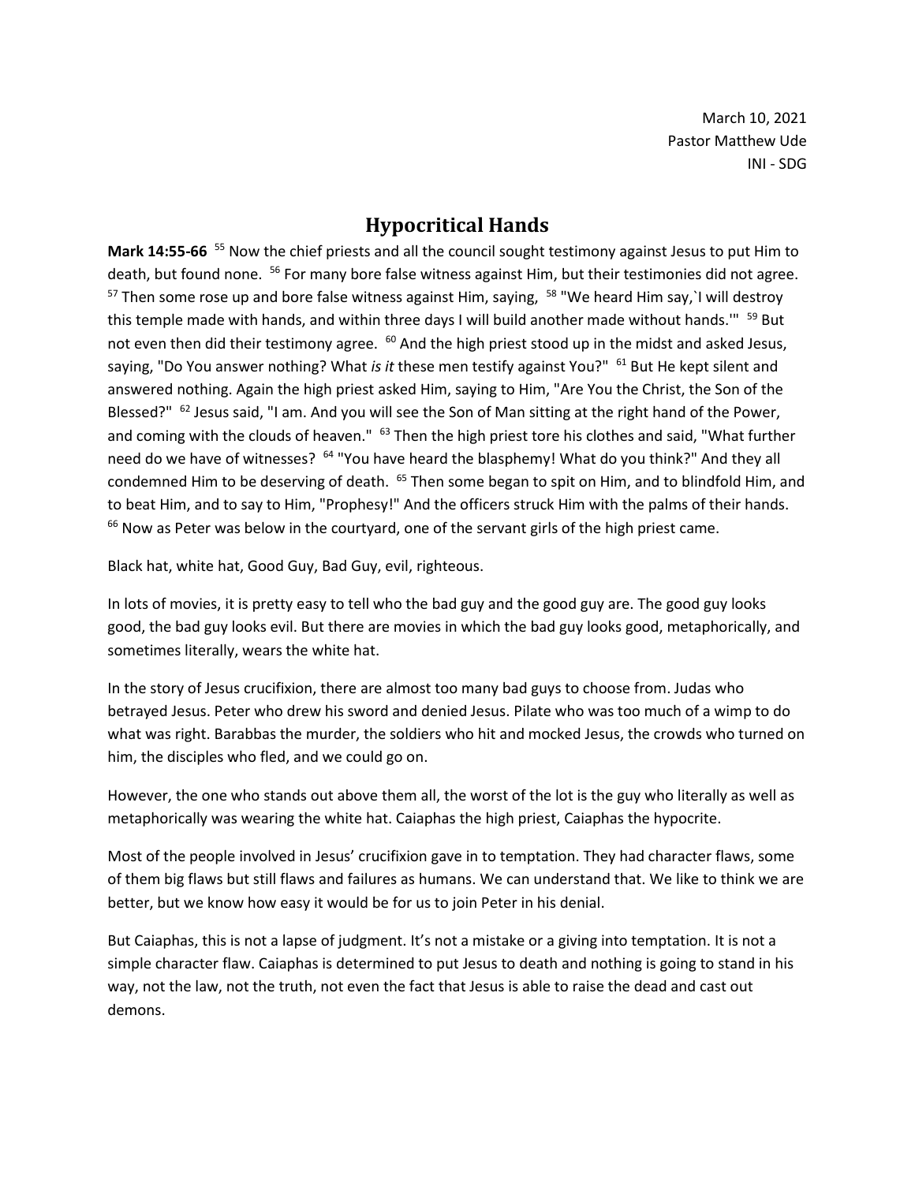March 10, 2021
Pastor Matthew Ude
INI - SDG

# Hypocritical Hands

**Mark 14:55-66** [55] Now the chief priests and all the council sought testimony against Jesus to put Him to death, but found none. [56] For many bore false witness against Him, but their testimonies did not agree. [57] Then some rose up and bore false witness against Him, saying, [58] "We heard Him say,`I will destroy this temple made with hands, and within three days I will build another made without hands.'" [59] But not even then did their testimony agree. [60] And the high priest stood up in the midst and asked Jesus, saying, "Do You answer nothing? What *is it* these men testify against You?" [61] But He kept silent and answered nothing. Again the high priest asked Him, saying to Him, "Are You the Christ, the Son of the Blessed?" [62] Jesus said, "I am. And you will see the Son of Man sitting at the right hand of the Power, and coming with the clouds of heaven." [63] Then the high priest tore his clothes and said, "What further need do we have of witnesses? [64] "You have heard the blasphemy! What do you think?" And they all condemned Him to be deserving of death. [65] Then some began to spit on Him, and to blindfold Him, and to beat Him, and to say to Him, "Prophesy!" And the officers struck Him with the palms of their hands. [66] Now as Peter was below in the courtyard, one of the servant girls of the high priest came.

Black hat, white hat, Good Guy, Bad Guy, evil, righteous.

In lots of movies, it is pretty easy to tell who the bad guy and the good guy are. The good guy looks good, the bad guy looks evil. But there are movies in which the bad guy looks good, metaphorically, and sometimes literally, wears the white hat.

In the story of Jesus crucifixion, there are almost too many bad guys to choose from. Judas who betrayed Jesus. Peter who drew his sword and denied Jesus. Pilate who was too much of a wimp to do what was right. Barabbas the murder, the soldiers who hit and mocked Jesus, the crowds who turned on him, the disciples who fled, and we could go on.

However, the one who stands out above them all, the worst of the lot is the guy who literally as well as metaphorically was wearing the white hat. Caiaphas the high priest, Caiaphas the hypocrite.

Most of the people involved in Jesus' crucifixion gave in to temptation. They had character flaws, some of them big flaws but still flaws and failures as humans. We can understand that. We like to think we are better, but we know how easy it would be for us to join Peter in his denial.

But Caiaphas, this is not a lapse of judgment. It's not a mistake or a giving into temptation. It is not a simple character flaw. Caiaphas is determined to put Jesus to death and nothing is going to stand in his way, not the law, not the truth, not even the fact that Jesus is able to raise the dead and cast out demons.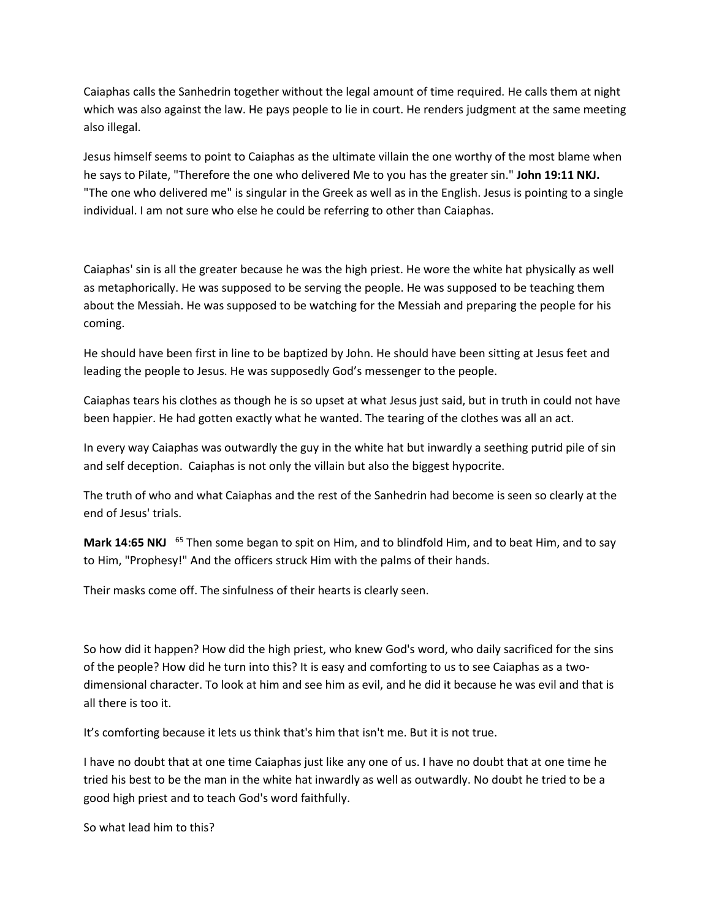Caiaphas calls the Sanhedrin together without the legal amount of time required. He calls them at night which was also against the law. He pays people to lie in court. He renders judgment at the same meeting also illegal.

Jesus himself seems to point to Caiaphas as the ultimate villain the one worthy of the most blame when he says to Pilate, "Therefore the one who delivered Me to you has the greater sin." **John 19:11 NKJ.** "The one who delivered me" is singular in the Greek as well as in the English. Jesus is pointing to a single individual. I am not sure who else he could be referring to other than Caiaphas.

Caiaphas' sin is all the greater because he was the high priest. He wore the white hat physically as well as metaphorically. He was supposed to be serving the people. He was supposed to be teaching them about the Messiah. He was supposed to be watching for the Messiah and preparing the people for his coming.

He should have been first in line to be baptized by John. He should have been sitting at Jesus feet and leading the people to Jesus. He was supposedly God's messenger to the people.

Caiaphas tears his clothes as though he is so upset at what Jesus just said, but in truth in could not have been happier. He had gotten exactly what he wanted. The tearing of the clothes was all an act.

In every way Caiaphas was outwardly the guy in the white hat but inwardly a seething putrid pile of sin and self deception. Caiaphas is not only the villain but also the biggest hypocrite.

The truth of who and what Caiaphas and the rest of the Sanhedrin had become is seen so clearly at the end of Jesus' trials.

**Mark 14:65 NKJ** [65] Then some began to spit on Him, and to blindfold Him, and to beat Him, and to say to Him, "Prophesy!" And the officers struck Him with the palms of their hands.

Their masks come off. The sinfulness of their hearts is clearly seen.

So how did it happen? How did the high priest, who knew God's word, who daily sacrificed for the sins of the people? How did he turn into this? It is easy and comforting to us to see Caiaphas as a two-dimensional character. To look at him and see him as evil, and he did it because he was evil and that is all there is too it.

It's comforting because it lets us think that's him that isn't me. But it is not true.

I have no doubt that at one time Caiaphas just like any one of us. I have no doubt that at one time he tried his best to be the man in the white hat inwardly as well as outwardly. No doubt he tried to be a good high priest and to teach God's word faithfully.

So what lead him to this?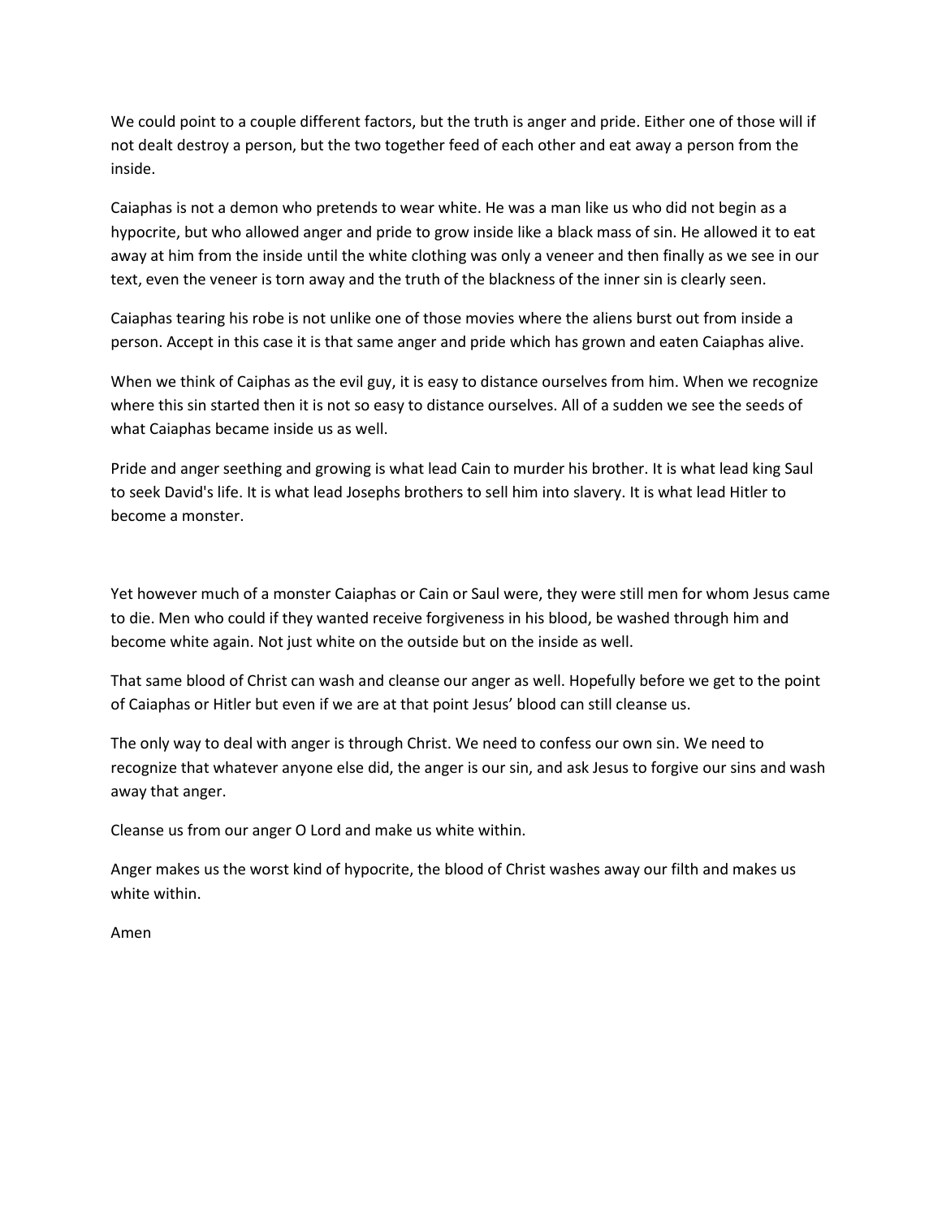We could point to a couple different factors, but the truth is anger and pride. Either one of those will if not dealt destroy a person, but the two together feed of each other and eat away a person from the inside.

Caiaphas is not a demon who pretends to wear white. He was a man like us who did not begin as a hypocrite, but who allowed anger and pride to grow inside like a black mass of sin. He allowed it to eat away at him from the inside until the white clothing was only a veneer and then finally as we see in our text, even the veneer is torn away and the truth of the blackness of the inner sin is clearly seen.

Caiaphas tearing his robe is not unlike one of those movies where the aliens burst out from inside a person. Accept in this case it is that same anger and pride which has grown and eaten Caiaphas alive.

When we think of Caiphas as the evil guy, it is easy to distance ourselves from him. When we recognize where this sin started then it is not so easy to distance ourselves. All of a sudden we see the seeds of what Caiaphas became inside us as well.

Pride and anger seething and growing is what lead Cain to murder his brother. It is what lead king Saul to seek David's life. It is what lead Josephs brothers to sell him into slavery. It is what lead Hitler to become a monster.

Yet however much of a monster Caiaphas or Cain or Saul were, they were still men for whom Jesus came to die. Men who could if they wanted receive forgiveness in his blood, be washed through him and become white again. Not just white on the outside but on the inside as well.

That same blood of Christ can wash and cleanse our anger as well. Hopefully before we get to the point of Caiaphas or Hitler but even if we are at that point Jesus' blood can still cleanse us.

The only way to deal with anger is through Christ. We need to confess our own sin. We need to recognize that whatever anyone else did, the anger is our sin, and ask Jesus to forgive our sins and wash away that anger.

Cleanse us from our anger O Lord and make us white within.

Anger makes us the worst kind of hypocrite, the blood of Christ washes away our filth and makes us white within.

Amen